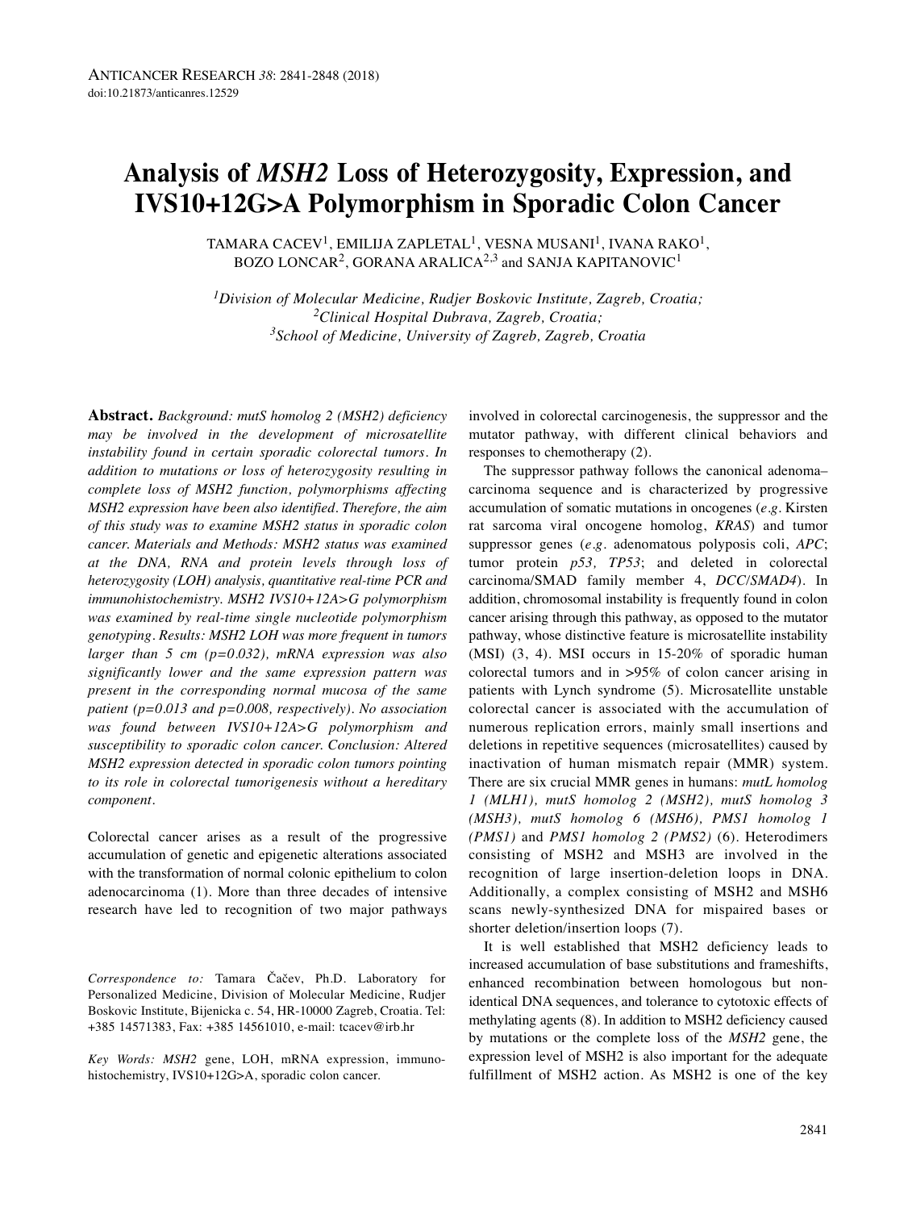# Analysis of *MSH2* Loss of Heterozygosity, Expression, and IVS10+12G>A Polymorphism in Sporadic Colon Cancer

TAMARA CACEV[1], EMILIJA ZAPLETAL[1], VESNA MUSANI[1], IVANA RAKO[1], BOZO LONCAR[2], GORANA ARALICA[2,3] and SANJA KAPITANOVIC[1]

[1]*Division of Molecular Medicine, Rudjer Boskovic Institute, Zagreb, Croatia;*
[2]*Clinical Hospital Dubrava, Zagreb, Croatia;*
[3]*School of Medicine, University of Zagreb, Zagreb, Croatia*

**Abstract.** *Background: mutS homolog 2 (MSH2) deficiency may be involved in the development of microsatellite instability found in certain sporadic colorectal tumors. In addition to mutations or loss of heterozygosity resulting in complete loss of MSH2 function, polymorphisms affecting MSH2 expression have been also identified. Therefore, the aim of this study was to examine MSH2 status in sporadic colon cancer. Materials and Methods: MSH2 status was examined at the DNA, RNA and protein levels through loss of heterozygosity (LOH) analysis, quantitative real-time PCR and immunohistochemistry. MSH2 IVS10+12A>G polymorphism was examined by real-time single nucleotide polymorphism genotyping. Results: MSH2 LOH was more frequent in tumors larger than 5 cm (p=0.032), mRNA expression was also significantly lower and the same expression pattern was present in the corresponding normal mucosa of the same patient (p=0.013 and p=0.008, respectively). No association was found between IVS10+12A>G polymorphism and susceptibility to sporadic colon cancer. Conclusion: Altered MSH2 expression detected in sporadic colon tumors pointing to its role in colorectal tumorigenesis without a hereditary component.*

Colorectal cancer arises as a result of the progressive accumulation of genetic and epigenetic alterations associated with the transformation of normal colonic epithelium to colon adenocarcinoma (1). More than three decades of intensive research have led to recognition of two major pathways involved in colorectal carcinogenesis, the suppressor and the mutator pathway, with different clinical behaviors and responses to chemotherapy (2).

The suppressor pathway follows the canonical adenoma–carcinoma sequence and is characterized by progressive accumulation of somatic mutations in oncogenes (*e.g.* Kirsten rat sarcoma viral oncogene homolog, *KRAS*) and tumor suppressor genes (*e.g.* adenomatous polyposis coli, *APC*; tumor protein *p53, TP53*; and deleted in colorectal carcinoma/SMAD family member 4, *DCC/SMAD4*). In addition, chromosomal instability is frequently found in colon cancer arising through this pathway, as opposed to the mutator pathway, whose distinctive feature is microsatellite instability (MSI) (3, 4). MSI occurs in 15-20% of sporadic human colorectal tumors and in >95% of colon cancer arising in patients with Lynch syndrome (5). Microsatellite unstable colorectal cancer is associated with the accumulation of numerous replication errors, mainly small insertions and deletions in repetitive sequences (microsatellites) caused by inactivation of human mismatch repair (MMR) system. There are six crucial MMR genes in humans: *mutL homolog 1 (MLH1), mutS homolog 2 (MSH2), mutS homolog 3 (MSH3), mutS homolog 6 (MSH6), PMS1 homolog 1 (PMS1)* and *PMS1 homolog 2 (PMS2)* (6). Heterodimers consisting of MSH2 and MSH3 are involved in the recognition of large insertion-deletion loops in DNA. Additionally, a complex consisting of MSH2 and MSH6 scans newly-synthesized DNA for mispaired bases or shorter deletion/insertion loops (7).

It is well established that MSH2 deficiency leads to increased accumulation of base substitutions and frameshifts, enhanced recombination between homologous but non-identical DNA sequences, and tolerance to cytotoxic effects of methylating agents (8). In addition to MSH2 deficiency caused by mutations or the complete loss of the *MSH2* gene, the expression level of MSH2 is also important for the adequate fulfillment of MSH2 action. As MSH2 is one of the key

*Correspondence to:* Tamara Čačev, Ph.D. Laboratory for Personalized Medicine, Division of Molecular Medicine, Rudjer Boskovic Institute, Bijenicka c. 54, HR-10000 Zagreb, Croatia. Tel: +385 14571383, Fax: +385 14561010, e-mail: tcacev@irb.hr

*Key Words:* *MSH2* gene, LOH, mRNA expression, immunohistochemistry, IVS10+12G>A, sporadic colon cancer.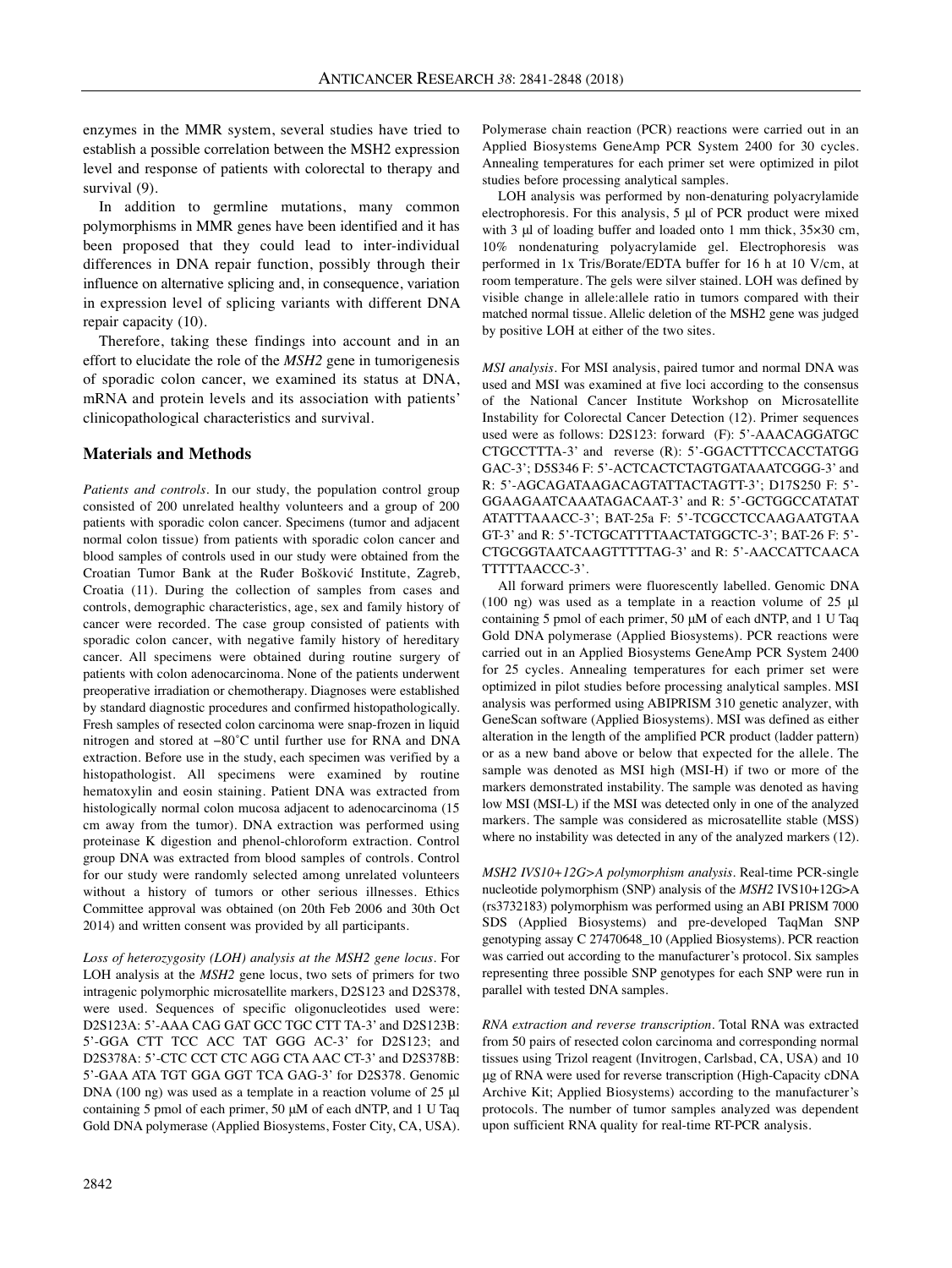enzymes in the MMR system, several studies have tried to establish a possible correlation between the MSH2 expression level and response of patients with colorectal to therapy and survival (9).

In addition to germline mutations, many common polymorphisms in MMR genes have been identified and it has been proposed that they could lead to inter-individual differences in DNA repair function, possibly through their influence on alternative splicing and, in consequence, variation in expression level of splicing variants with different DNA repair capacity (10).

Therefore, taking these findings into account and in an effort to elucidate the role of the *MSH2* gene in tumorigenesis of sporadic colon cancer, we examined its status at DNA, mRNA and protein levels and its association with patients' clinicopathological characteristics and survival.

## Materials and Methods

*Patients and controls.* In our study, the population control group consisted of 200 unrelated healthy volunteers and a group of 200 patients with sporadic colon cancer. Specimens (tumor and adjacent normal colon tissue) from patients with sporadic colon cancer and blood samples of controls used in our study were obtained from the Croatian Tumor Bank at the Ruđer Bošković Institute, Zagreb, Croatia (11). During the collection of samples from cases and controls, demographic characteristics, age, sex and family history of cancer were recorded. The case group consisted of patients with sporadic colon cancer, with negative family history of hereditary cancer. All specimens were obtained during routine surgery of patients with colon adenocarcinoma. None of the patients underwent preoperative irradiation or chemotherapy. Diagnoses were established by standard diagnostic procedures and confirmed histopathologically. Fresh samples of resected colon carcinoma were snap-frozen in liquid nitrogen and stored at −80˚C until further use for RNA and DNA extraction. Before use in the study, each specimen was verified by a histopathologist. All specimens were examined by routine hematoxylin and eosin staining. Patient DNA was extracted from histologically normal colon mucosa adjacent to adenocarcinoma (15 cm away from the tumor). DNA extraction was performed using proteinase K digestion and phenol-chloroform extraction. Control group DNA was extracted from blood samples of controls. Control for our study were randomly selected among unrelated volunteers without a history of tumors or other serious illnesses. Ethics Committee approval was obtained (on 20th Feb 2006 and 30th Oct 2014) and written consent was provided by all participants.

*Loss of heterozygosity (LOH) analysis at the MSH2 gene locus.* For LOH analysis at the *MSH2* gene locus, two sets of primers for two intragenic polymorphic microsatellite markers, D2S123 and D2S378, were used. Sequences of specific oligonucleotides used were: D2S123A: 5'-AAA CAG GAT GCC TGC CTT TA-3' and D2S123B: 5'-GGA CTT TCC ACC TAT GGG AC-3' for D2S123; and D2S378A: 5'-CTC CCT CTC AGG CTA AAC CT-3' and D2S378B: 5'-GAA ATA TGT GGA GGT TCA GAG-3' for D2S378. Genomic DNA (100 ng) was used as a template in a reaction volume of 25 μl containing 5 pmol of each primer, 50 μM of each dNTP, and 1 U Taq Gold DNA polymerase (Applied Biosystems, Foster City, CA, USA). Polymerase chain reaction (PCR) reactions were carried out in an Applied Biosystems GeneAmp PCR System 2400 for 30 cycles. Annealing temperatures for each primer set were optimized in pilot studies before processing analytical samples.

LOH analysis was performed by non-denaturing polyacrylamide electrophoresis. For this analysis, 5 μl of PCR product were mixed with 3 μl of loading buffer and loaded onto 1 mm thick, 35×30 cm, 10% nondenaturing polyacrylamide gel. Electrophoresis was performed in 1x Tris/Borate/EDTA buffer for 16 h at 10 V/cm, at room temperature. The gels were silver stained. LOH was defined by visible change in allele:allele ratio in tumors compared with their matched normal tissue. Allelic deletion of the MSH2 gene was judged by positive LOH at either of the two sites.

*MSI analysis.* For MSI analysis, paired tumor and normal DNA was used and MSI was examined at five loci according to the consensus of the National Cancer Institute Workshop on Microsatellite Instability for Colorectal Cancer Detection (12). Primer sequences used were as follows: D2S123: forward (F): 5'-AAACAGGATGC CTGCCTTTA-3' and reverse (R): 5'-GGACTTTCCACCTATGG GAC-3'; D5S346 F: 5'-ACTCACTCTAGTGATAAATCGGG-3' and R: 5'-AGCAGATAAGACAGTATTACTAGTT-3'; D17S250 F: 5'-GGAAGAATCAAATAGACAAT-3' and R: 5'-GCTGGCCATATAT ATATTTAAACC-3'; BAT-25a F: 5'-TCGCCTCCAAGAATGTAA GT-3' and R: 5'-TCTGCATTTTAACTATGGCTC-3'; BAT-26 F: 5'-CTGCGGTAATCAAGTTTTTAG-3' and R: 5'-AACCATTCAACA TTTTTAACCC-3'.

All forward primers were fluorescently labelled. Genomic DNA (100 ng) was used as a template in a reaction volume of 25 μl containing 5 pmol of each primer, 50 μM of each dNTP, and 1 U Taq Gold DNA polymerase (Applied Biosystems). PCR reactions were carried out in an Applied Biosystems GeneAmp PCR System 2400 for 25 cycles. Annealing temperatures for each primer set were optimized in pilot studies before processing analytical samples. MSI analysis was performed using ABIPRISM 310 genetic analyzer, with GeneScan software (Applied Biosystems). MSI was defined as either alteration in the length of the amplified PCR product (ladder pattern) or as a new band above or below that expected for the allele. The sample was denoted as MSI high (MSI-H) if two or more of the markers demonstrated instability. The sample was denoted as having low MSI (MSI-L) if the MSI was detected only in one of the analyzed markers. The sample was considered as microsatellite stable (MSS) where no instability was detected in any of the analyzed markers (12).

*MSH2 IVS10+12G>A polymorphism analysis.* Real-time PCR-single nucleotide polymorphism (SNP) analysis of the *MSH2* IVS10+12G>A (rs3732183) polymorphism was performed using an ABI PRISM 7000 SDS (Applied Biosystems) and pre-developed TaqMan SNP genotyping assay C 27470648_10 (Applied Biosystems). PCR reaction was carried out according to the manufacturer's protocol. Six samples representing three possible SNP genotypes for each SNP were run in parallel with tested DNA samples.

*RNA extraction and reverse transcription.* Total RNA was extracted from 50 pairs of resected colon carcinoma and corresponding normal tissues using Trizol reagent (Invitrogen, Carlsbad, CA, USA) and 10 μg of RNA were used for reverse transcription (High-Capacity cDNA Archive Kit; Applied Biosystems) according to the manufacturer's protocols. The number of tumor samples analyzed was dependent upon sufficient RNA quality for real-time RT-PCR analysis.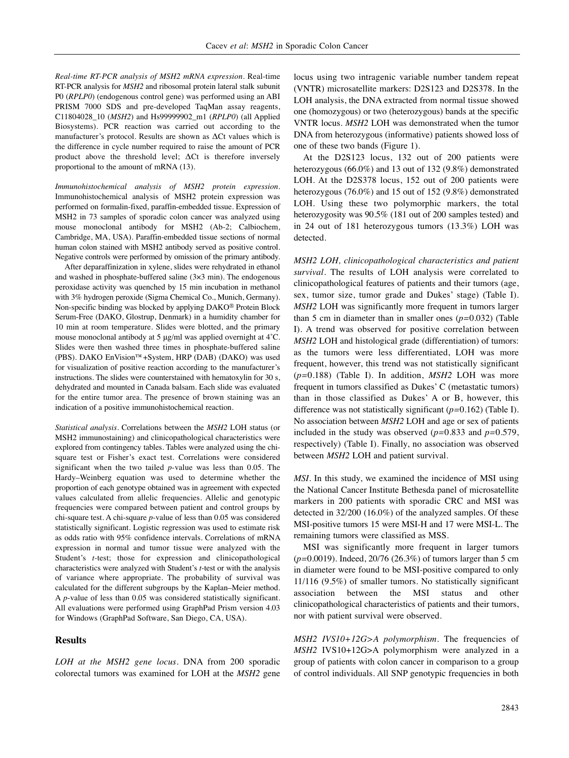*Real-time RT-PCR analysis of MSH2 mRNA expression*. Real-time RT-PCR analysis for *MSH2* and ribosomal protein lateral stalk subunit P0 (*RPLP0*) (endogenous control gene) was performed using an ABI PRISM 7000 SDS and pre-developed TaqMan assay reagents, C11804028_10 (*MSH2*) and Hs99999902_m1 (*RPLP0*) (all Applied Biosystems). PCR reaction was carried out according to the manufacturer's protocol. Results are shown as ΔCt values which is the difference in cycle number required to raise the amount of PCR product above the threshold level; ΔCt is therefore inversely proportional to the amount of mRNA (13).

*Immunohistochemical analysis of MSH2 protein expression*. Immunohistochemical analysis of MSH2 protein expression was performed on formalin-fixed, paraffin-embedded tissue. Expression of MSH2 in 73 samples of sporadic colon cancer was analyzed using mouse monoclonal antibody for MSH2 (Ab-2; Calbiochem, Cambridge, MA, USA). Paraffin-embedded tissue sections of normal human colon stained with MSH2 antibody served as positive control. Negative controls were performed by omission of the primary antibody.

After deparaffinization in xylene, slides were rehydrated in ethanol and washed in phosphate-buffered saline (3×3 min). The endogenous peroxidase activity was quenched by 15 min incubation in methanol with 3% hydrogen peroxide (Sigma Chemical Co., Munich, Germany). Non-specific binding was blocked by applying DAKO® Protein Block Serum-Free (DAKO, Glostrup, Denmark) in a humidity chamber for 10 min at room temperature. Slides were blotted, and the primary mouse monoclonal antibody at 5 μg/ml was applied overnight at 4˚C. Slides were then washed three times in phosphate-buffered saline (PBS). DAKO EnVision™+System, HRP (DAB) (DAKO) was used for visualization of positive reaction according to the manufacturer's instructions. The slides were counterstained with hematoxylin for 30 s, dehydrated and mounted in Canada balsam. Each slide was evaluated for the entire tumor area. The presence of brown staining was an indication of a positive immunohistochemical reaction.

*Statistical analysis*. Correlations between the *MSH2* LOH status (or MSH2 immunostaining) and clinicopathological characteristics were explored from contingency tables. Tables were analyzed using the chi-square test or Fisher's exact test. Correlations were considered significant when the two tailed *p*-value was less than 0.05. The Hardy–Weinberg equation was used to determine whether the proportion of each genotype obtained was in agreement with expected values calculated from allelic frequencies. Allelic and genotypic frequencies were compared between patient and control groups by chi-square test. A chi-square *p*-value of less than 0.05 was considered statistically significant. Logistic regression was used to estimate risk as odds ratio with 95% confidence intervals. Correlations of mRNA expression in normal and tumor tissue were analyzed with the Student's *t*-test; those for expression and clinicopathological characteristics were analyzed with Student's *t*-test or with the analysis of variance where appropriate. The probability of survival was calculated for the different subgroups by the Kaplan–Meier method. A *p*-value of less than 0.05 was considered statistically significant. All evaluations were performed using GraphPad Prism version 4.03 for Windows (GraphPad Software, San Diego, CA, USA).

## Results

*LOH at the MSH2 gene locus*. DNA from 200 sporadic colorectal tumors was examined for LOH at the *MSH2* gene locus using two intragenic variable number tandem repeat (VNTR) microsatellite markers: D2S123 and D2S378. In the LOH analysis, the DNA extracted from normal tissue showed one (homozygous) or two (heterozygous) bands at the specific VNTR locus. *MSH2* LOH was demonstrated when the tumor DNA from heterozygous (informative) patients showed loss of one of these two bands (Figure 1).

At the D2S123 locus, 132 out of 200 patients were heterozygous (66.0%) and 13 out of 132 (9.8%) demonstrated LOH. At the D2S378 locus, 152 out of 200 patients were heterozygous (76.0%) and 15 out of 152 (9.8%) demonstrated LOH. Using these two polymorphic markers, the total heterozygosity was 90.5% (181 out of 200 samples tested) and in 24 out of 181 heterozygous tumors (13.3%) LOH was detected.

*MSH2 LOH, clinicopathological characteristics and patient survival*. The results of LOH analysis were correlated to clinicopathological features of patients and their tumors (age, sex, tumor size, tumor grade and Dukes' stage) (Table I). *MSH2* LOH was significantly more frequent in tumors larger than 5 cm in diameter than in smaller ones ($p=0.032$) (Table I). A trend was observed for positive correlation between *MSH2* LOH and histological grade (differentiation) of tumors: as the tumors were less differentiated, LOH was more frequent, however, this trend was not statistically significant ($p=0.188$) (Table I). In addition, *MSH2* LOH was more frequent in tumors classified as Dukes' C (metastatic tumors) than in those classified as Dukes' A or B, however, this difference was not statistically significant ($p=0.162$) (Table I). No association between *MSH2* LOH and age or sex of patients included in the study was observed ($p=0.833$ and $p=0.579$, respectively) (Table I). Finally, no association was observed between *MSH2* LOH and patient survival.

*MSI*. In this study, we examined the incidence of MSI using the National Cancer Institute Bethesda panel of microsatellite markers in 200 patients with sporadic CRC and MSI was detected in 32/200 (16.0%) of the analyzed samples. Of these MSI-positive tumors 15 were MSI-H and 17 were MSI-L. The remaining tumors were classified as MSS.

MSI was significantly more frequent in larger tumors ($p=0.0019$). Indeed, 20/76 (26.3%) of tumors larger than 5 cm in diameter were found to be MSI-positive compared to only 11/116 (9.5%) of smaller tumors. No statistically significant association between the MSI status and other clinicopathological characteristics of patients and their tumors, nor with patient survival were observed.

*MSH2 IVS10+12G>A polymorphism*. The frequencies of *MSH2* IVS10+12G>A polymorphism were analyzed in a group of patients with colon cancer in comparison to a group of control individuals. All SNP genotypic frequencies in both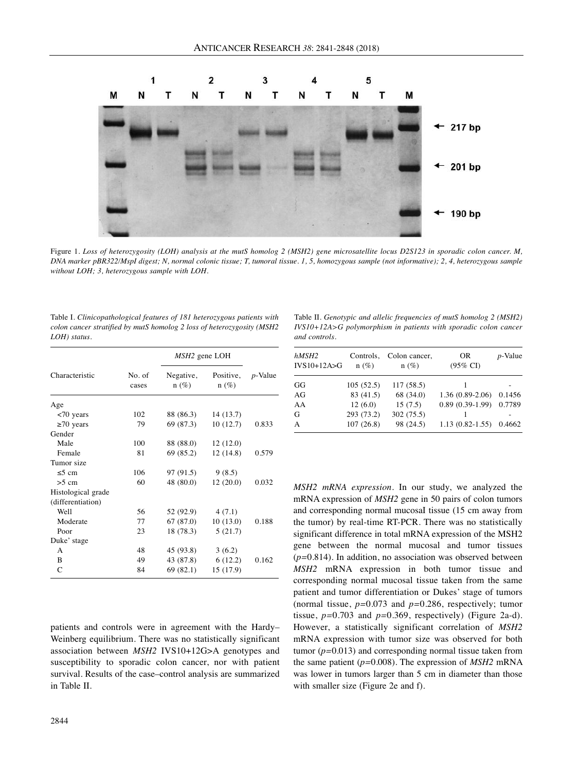Figure 1. *Loss of heterozygosity (LOH) analysis at the mutS homolog 2 (MSH2) gene microsatellite locus D2S123 in sporadic colon cancer. M, DNA marker pBR322/MspI digest; N, normal colonic tissue; T, tumoral tissue. 1, 5, homozygous sample (not informative); 2, 4, heterozygous sample without LOH; 3, heterozygous sample with LOH.*

Table I. *Clinicopathological features of 181 heterozygous patients with colon cancer stratified by mutS homolog 2 loss of heterozygosity (MSH2 LOH) status.*

| Characteristic | No. of cases | *MSH2* gene LOH | | *p*-Value |
|---|---|---|---|---|
| | | Negative, n (%) | Positive, n (%) | |
| Age | | | | |
| <70 years | 102 | 88 (86.3) | 14 (13.7) | |
| ≥70 years | 79 | 69 (87.3) | 10 (12.7) | 0.833 |
| Gender | | | | |
| Male | 100 | 88 (88.0) | 12 (12.0) | |
| Female | 81 | 69 (85.2) | 12 (14.8) | 0.579 |
| Tumor size | | | | |
| ≤5 cm | 106 | 97 (91.5) | 9 (8.5) | |
| >5 cm | 60 | 48 (80.0) | 12 (20.0) | 0.032 |
| Histological grade (differentiation) | | | | |
| Well | 56 | 52 (92.9) | 4 (7.1) | |
| Moderate | 77 | 67 (87.0) | 10 (13.0) | 0.188 |
| Poor | 23 | 18 (78.3) | 5 (21.7) | |
| Duke' stage | | | | |
| A | 48 | 45 (93.8) | 3 (6.2) | |
| B | 49 | 43 (87.8) | 6 (12.2) | 0.162 |
| C | 84 | 69 (82.1) | 15 (17.9) | |

Table II. *Genotypic and allelic frequencies of mutS homolog 2 (MSH2) IVS10+12A>G polymorphism in patients with sporadic colon cancer and controls.*

| *hMSH2* IVS10+12A>G | Controls, n (%) | Colon cancer, n (%) | OR (95% CI) | *p*-Value |
|---|---|---|---|---|
| GG | 105 (52.5) | 117 (58.5) | 1 | - |
| AG | 83 (41.5) | 68 (34.0) | 1.36 (0.89-2.06) | 0.1456 |
| AA | 12 (6.0) | 15 (7.5) | 0.89 (0.39-1.99) | 0.7789 |
| G | 293 (73.2) | 302 (75.5) | 1 | - |
| A | 107 (26.8) | 98 (24.5) | 1.13 (0.82-1.55) | 0.4662 |

patients and controls were in agreement with the Hardy–Weinberg equilibrium. There was no statistically significant association between *MSH2* IVS10+12G>A genotypes and susceptibility to sporadic colon cancer, nor with patient survival. Results of the case–control analysis are summarized in Table II.

*MSH2 mRNA expression*. In our study, we analyzed the mRNA expression of *MSH2* gene in 50 pairs of colon tumors and corresponding normal mucosal tissue (15 cm away from the tumor) by real-time RT-PCR. There was no statistically significant difference in total mRNA expression of the MSH2 gene between the normal mucosal and tumor tissues ($p$=0.814). In addition, no association was observed between *MSH2* mRNA expression in both tumor tissue and corresponding normal mucosal tissue taken from the same patient and tumor differentiation or Dukes' stage of tumors (normal tissue, $p$=0.073 and $p$=0.286, respectively; tumor tissue, $p$=0.703 and $p$=0.369, respectively) (Figure 2a-d). However, a statistically significant correlation of *MSH2* mRNA expression with tumor size was observed for both tumor ($p$=0.013) and corresponding normal tissue taken from the same patient ($p$=0.008). The expression of *MSH2* mRNA was lower in tumors larger than 5 cm in diameter than those with smaller size (Figure 2e and f).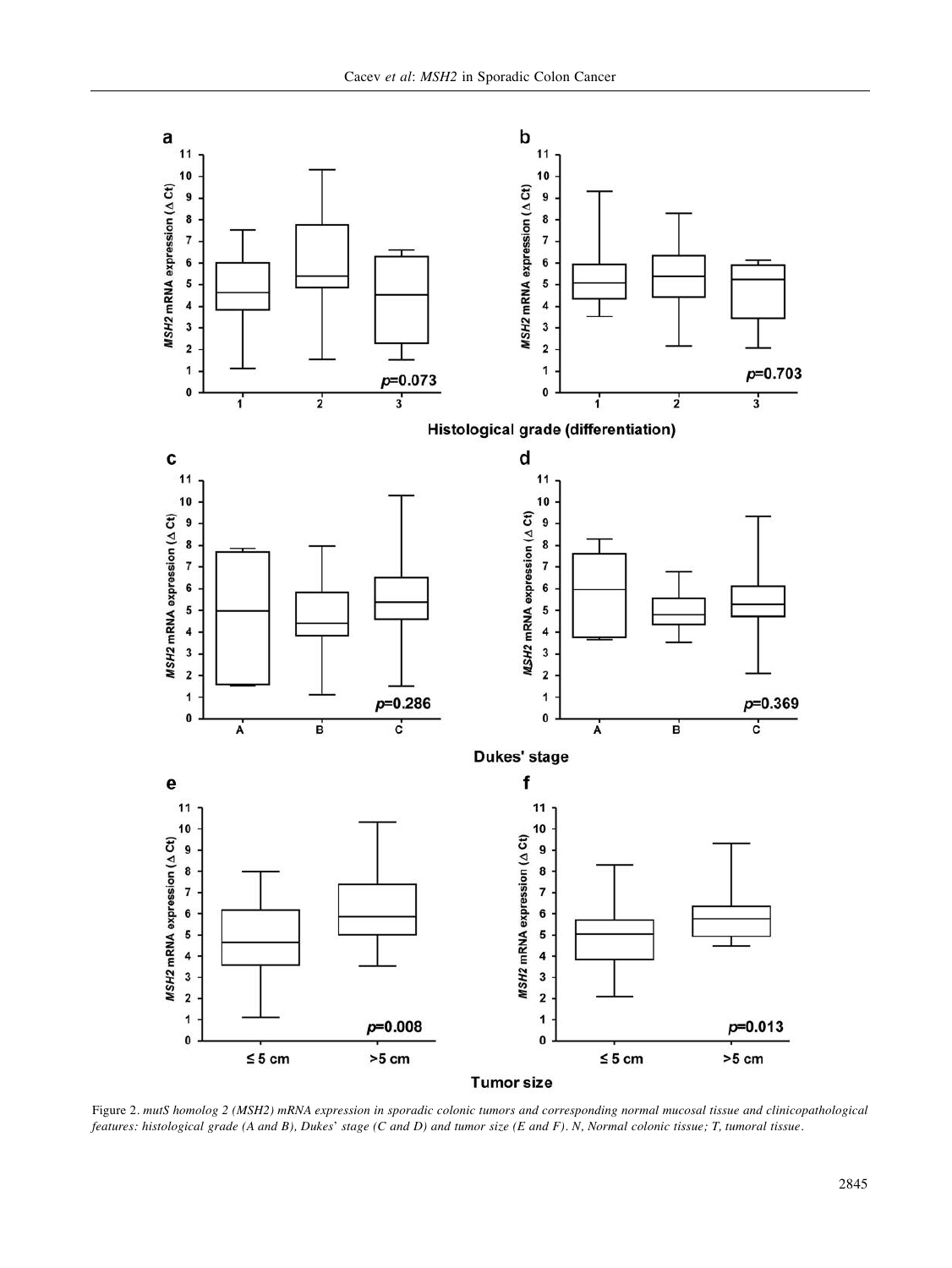Figure 2. *mutS homolog 2 (MSH2) mRNA expression in sporadic colonic tumors and corresponding normal mucosal tissue and clinicopathological features: histological grade (A and B), Dukes' stage (C and D) and tumor size (E and F). N, Normal colonic tissue; T, tumoral tissue.*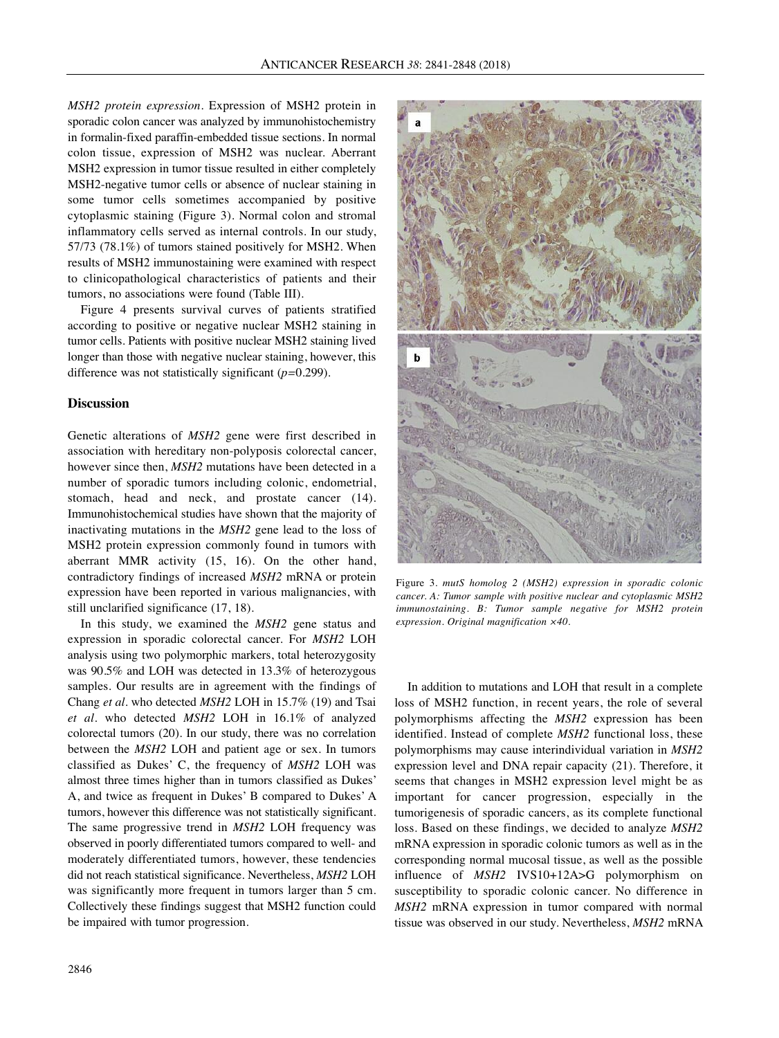*MSH2 protein expression*. Expression of MSH2 protein in sporadic colon cancer was analyzed by immunohistochemistry in formalin-fixed paraffin-embedded tissue sections. In normal colon tissue, expression of MSH2 was nuclear. Aberrant MSH2 expression in tumor tissue resulted in either completely MSH2-negative tumor cells or absence of nuclear staining in some tumor cells sometimes accompanied by positive cytoplasmic staining (Figure 3). Normal colon and stromal inflammatory cells served as internal controls. In our study, 57/73 (78.1%) of tumors stained positively for MSH2. When results of MSH2 immunostaining were examined with respect to clinicopathological characteristics of patients and their tumors, no associations were found (Table III).

Figure 4 presents survival curves of patients stratified according to positive or negative nuclear MSH2 staining in tumor cells. Patients with positive nuclear MSH2 staining lived longer than those with negative nuclear staining, however, this difference was not statistically significant ($p$=0.299).

## Discussion

Genetic alterations of *MSH2* gene were first described in association with hereditary non-polyposis colorectal cancer, however since then, *MSH2* mutations have been detected in a number of sporadic tumors including colonic, endometrial, stomach, head and neck, and prostate cancer (14). Immunohistochemical studies have shown that the majority of inactivating mutations in the *MSH2* gene lead to the loss of MSH2 protein expression commonly found in tumors with aberrant MMR activity (15, 16). On the other hand, contradictory findings of increased *MSH2* mRNA or protein expression have been reported in various malignancies, with still unclarified significance (17, 18).

In this study, we examined the *MSH2* gene status and expression in sporadic colorectal cancer. For *MSH2* LOH analysis using two polymorphic markers, total heterozygosity was 90.5% and LOH was detected in 13.3% of heterozygous samples. Our results are in agreement with the findings of Chang *et al.* who detected *MSH2* LOH in 15.7% (19) and Tsai *et al.* who detected *MSH2* LOH in 16.1% of analyzed colorectal tumors (20). In our study, there was no correlation between the *MSH2* LOH and patient age or sex. In tumors classified as Dukes' C, the frequency of *MSH2* LOH was almost three times higher than in tumors classified as Dukes' A, and twice as frequent in Dukes' B compared to Dukes' A tumors, however this difference was not statistically significant. The same progressive trend in *MSH2* LOH frequency was observed in poorly differentiated tumors compared to well- and moderately differentiated tumors, however, these tendencies did not reach statistical significance. Nevertheless, *MSH2* LOH was significantly more frequent in tumors larger than 5 cm. Collectively these findings suggest that MSH2 function could be impaired with tumor progression.

Figure 3. *mutS homolog 2 (MSH2) expression in sporadic colonic cancer. A: Tumor sample with positive nuclear and cytoplasmic MSH2 immunostaining. B: Tumor sample negative for MSH2 protein expression. Original magnification ×40.*

In addition to mutations and LOH that result in a complete loss of MSH2 function, in recent years, the role of several polymorphisms affecting the *MSH2* expression has been identified. Instead of complete *MSH2* functional loss, these polymorphisms may cause interindividual variation in *MSH2* expression level and DNA repair capacity (21). Therefore, it seems that changes in MSH2 expression level might be as important for cancer progression, especially in the tumorigenesis of sporadic cancers, as its complete functional loss. Based on these findings, we decided to analyze *MSH2* mRNA expression in sporadic colonic tumors as well as in the corresponding normal mucosal tissue, as well as the possible influence of *MSH2* IVS10+12A>G polymorphism on susceptibility to sporadic colonic cancer. No difference in *MSH2* mRNA expression in tumor compared with normal tissue was observed in our study. Nevertheless, *MSH2* mRNA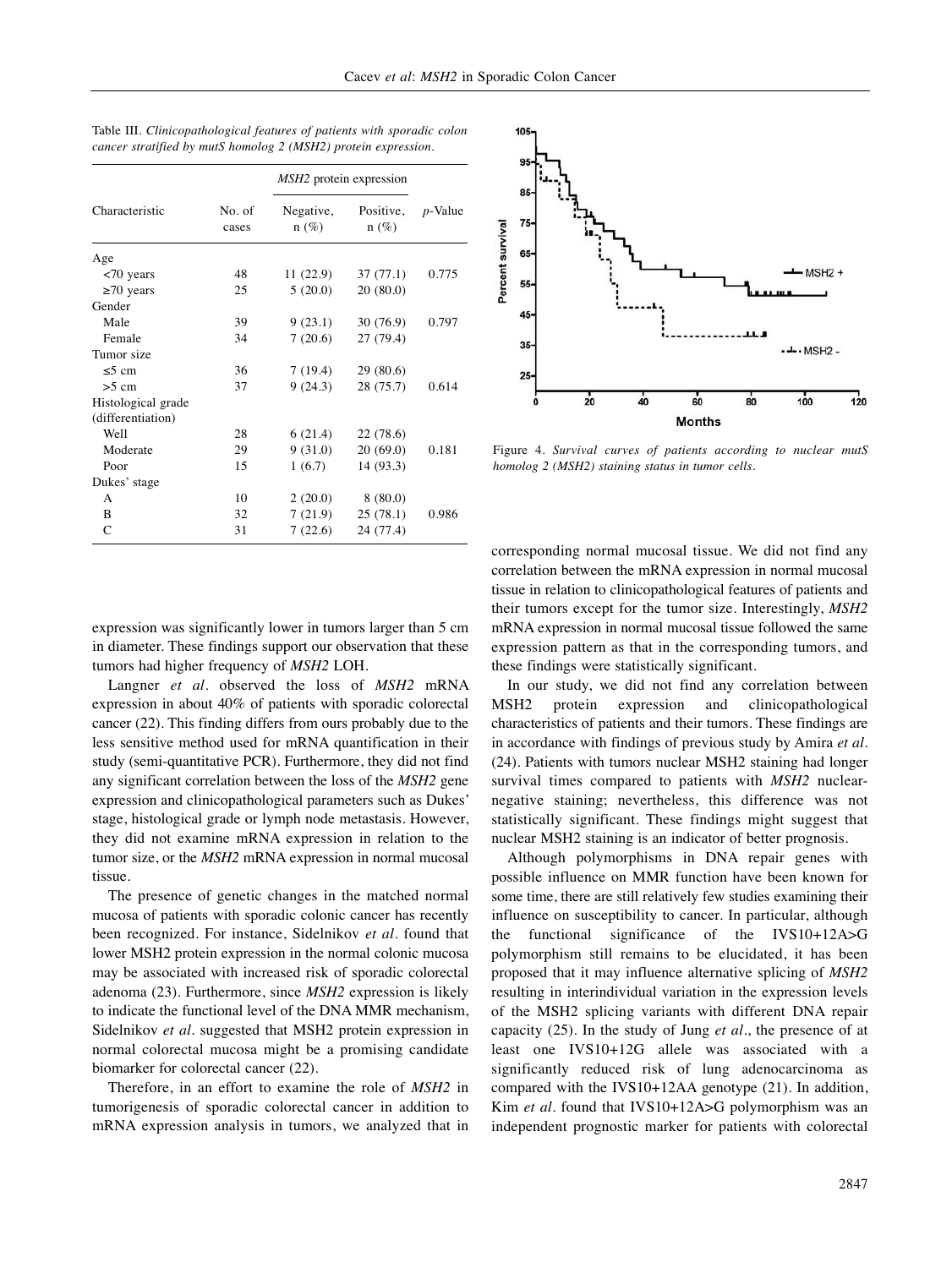Table III. *Clinicopathological features of patients with sporadic colon cancer stratified by mutS homolog 2 (MSH2) protein expression.*

| Characteristic | No. of cases | *MSH2* protein expression | | *p*-Value |
|---|---|---|---|---|
| | | Negative, n (%) | Positive, n (%) | |
| Age | | | | |
| <70 years | 48 | 11 (22.9) | 37 (77.1) | 0.775 |
| ≥70 years | 25 | 5 (20.0) | 20 (80.0) | |
| Gender | | | | |
| Male | 39 | 9 (23.1) | 30 (76.9) | 0.797 |
| Female | 34 | 7 (20.6) | 27 (79.4) | |
| Tumor size | | | | |
| ≤5 cm | 36 | 7 (19.4) | 29 (80.6) | |
| >5 cm | 37 | 9 (24.3) | 28 (75.7) | 0.614 |
| Histological grade (differentiation) | | | | |
| Well | 28 | 6 (21.4) | 22 (78.6) | |
| Moderate | 29 | 9 (31.0) | 20 (69.0) | 0.181 |
| Poor | 15 | 1 (6.7) | 14 (93.3) | |
| Dukes' stage | | | | |
| A | 10 | 2 (20.0) | 8 (80.0) | |
| B | 32 | 7 (21.9) | 25 (78.1) | 0.986 |
| C | 31 | 7 (22.6) | 24 (77.4) | |

Figure 4. *Survival curves of patients according to nuclear mutS homolog 2 (MSH2) staining status in tumor cells.*

expression was significantly lower in tumors larger than 5 cm in diameter. These findings support our observation that these tumors had higher frequency of *MSH2* LOH.

Langner *et al*. observed the loss of *MSH2* mRNA expression in about 40% of patients with sporadic colorectal cancer (22). This finding differs from ours probably due to the less sensitive method used for mRNA quantification in their study (semi-quantitative PCR). Furthermore, they did not find any significant correlation between the loss of the *MSH2* gene expression and clinicopathological parameters such as Dukes' stage, histological grade or lymph node metastasis. However, they did not examine mRNA expression in relation to the tumor size, or the *MSH2* mRNA expression in normal mucosal tissue.

The presence of genetic changes in the matched normal mucosa of patients with sporadic colonic cancer has recently been recognized. For instance, Sidelnikov *et al*. found that lower MSH2 protein expression in the normal colonic mucosa may be associated with increased risk of sporadic colorectal adenoma (23). Furthermore, since *MSH2* expression is likely to indicate the functional level of the DNA MMR mechanism, Sidelnikov *et al*. suggested that MSH2 protein expression in normal colorectal mucosa might be a promising candidate biomarker for colorectal cancer (22).

Therefore, in an effort to examine the role of *MSH2* in tumorigenesis of sporadic colorectal cancer in addition to mRNA expression analysis in tumors, we analyzed that in corresponding normal mucosal tissue. We did not find any correlation between the mRNA expression in normal mucosal tissue in relation to clinicopathological features of patients and their tumors except for the tumor size. Interestingly, *MSH2* mRNA expression in normal mucosal tissue followed the same expression pattern as that in the corresponding tumors, and these findings were statistically significant.

In our study, we did not find any correlation between MSH2 protein expression and clinicopathological characteristics of patients and their tumors. These findings are in accordance with findings of previous study by Amira *et al*. (24). Patients with tumors nuclear MSH2 staining had longer survival times compared to patients with *MSH2* nuclear-negative staining; nevertheless, this difference was not statistically significant. These findings might suggest that nuclear MSH2 staining is an indicator of better prognosis.

Although polymorphisms in DNA repair genes with possible influence on MMR function have been known for some time, there are still relatively few studies examining their influence on susceptibility to cancer. In particular, although the functional significance of the IVS10+12A>G polymorphism still remains to be elucidated, it has been proposed that it may influence alternative splicing of *MSH2* resulting in interindividual variation in the expression levels of the MSH2 splicing variants with different DNA repair capacity (25). In the study of Jung *et al*., the presence of at least one IVS10+12G allele was associated with a significantly reduced risk of lung adenocarcinoma as compared with the IVS10+12AA genotype (21). In addition, Kim *et al*. found that IVS10+12A>G polymorphism was an independent prognostic marker for patients with colorectal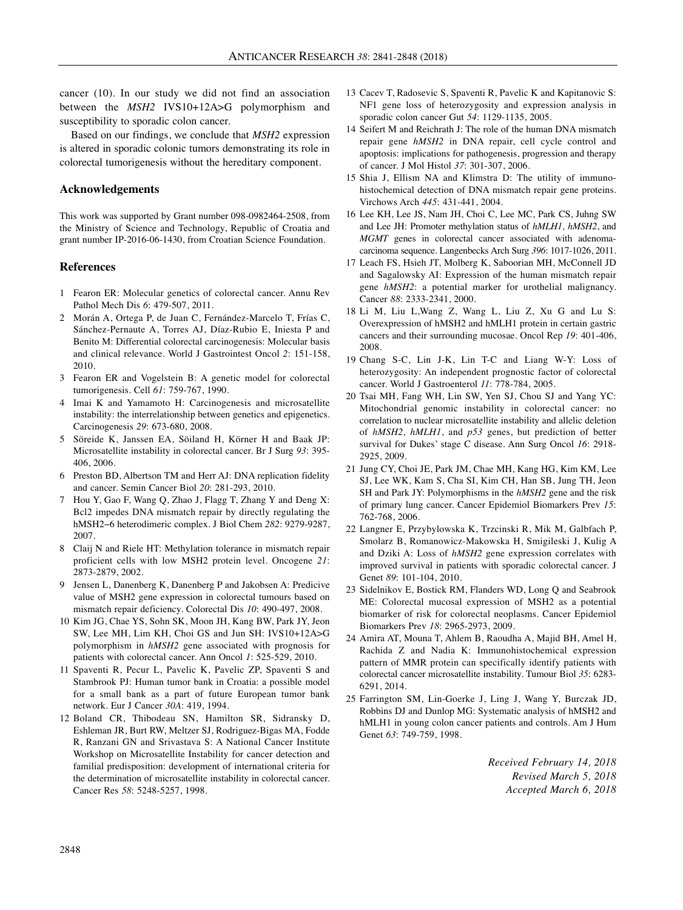cancer (10). In our study we did not find an association between the *MSH2* IVS10+12A>G polymorphism and susceptibility to sporadic colon cancer.

Based on our findings, we conclude that *MSH2* expression is altered in sporadic colonic tumors demonstrating its role in colorectal tumorigenesis without the hereditary component.

## Acknowledgements

This work was supported by Grant number 098-0982464-2508, from the Ministry of Science and Technology, Republic of Croatia and grant number IP-2016-06-1430, from Croatian Science Foundation.

## References

1 Fearon ER: Molecular genetics of colorectal cancer. Annu Rev Pathol Mech Dis *6*: 479-507, 2011.

2 Morán A, Ortega P, de Juan C, Fernández-Marcelo T, Frías C, Sánchez-Pernaute A, Torres AJ, Díaz-Rubio E, Iniesta P and Benito M: Differential colorectal carcinogenesis: Molecular basis and clinical relevance. World J Gastrointest Oncol *2*: 151-158, 2010.

3 Fearon ER and Vogelstein B: A genetic model for colorectal tumorigenesis. Cell *61*: 759-767, 1990.

4 Imai K and Yamamoto H: Carcinogenesis and microsatellite instability: the interrelationship between genetics and epigenetics. Carcinogenesis *29*: 673-680, 2008.

5 Söreide K, Janssen EA, Söiland H, Körner H and Baak JP: Microsatellite instability in colorectal cancer. Br J Surg *93*: 395-406, 2006.

6 Preston BD, Albertson TM and Herr AJ: DNA replication fidelity and cancer. Semin Cancer Biol *20*: 281-293, 2010.

7 Hou Y, Gao F, Wang Q, Zhao J, Flagg T, Zhang Y and Deng X: Bcl2 impedes DNA mismatch repair by directly regulating the hMSH2–6 heterodimeric complex. J Biol Chem *282*: 9279-9287, 2007.

8 Claij N and Riele HT: Methylation tolerance in mismatch repair proficient cells with low MSH2 protein level. Oncogene *21*: 2873-2879, 2002.

9 Jensen L, Danenberg K, Danenberg P and Jakobsen A: Predicive value of MSH2 gene expression in colorectal tumours based on mismatch repair deficiency. Colorectal Dis *10*: 490-497, 2008.

10 Kim JG, Chae YS, Sohn SK, Moon JH, Kang BW, Park JY, Jeon SW, Lee MH, Lim KH, Choi GS and Jun SH: IVS10+12A>G polymorphism in *hMSH2* gene associated with prognosis for patients with colorectal cancer. Ann Oncol *1*: 525-529, 2010.

11 Spaventi R, Pecur L, Pavelic K, Pavelic ZP, Spaventi S and Stambrook PJ: Human tumor bank in Croatia: a possible model for a small bank as a part of future European tumor bank network. Eur J Cancer *30A*: 419, 1994.

12 Boland CR, Thibodeau SN, Hamilton SR, Sidransky D, Eshleman JR, Burt RW, Meltzer SJ, Rodriguez-Bigas MA, Fodde R, Ranzani GN and Srivastava S: A National Cancer Institute Workshop on Microsatellite Instability for cancer detection and familial predisposition: development of international criteria for the determination of microsatellite instability in colorectal cancer. Cancer Res *58*: 5248-5257, 1998.

13 Cacev T, Radosevic S, Spaventi R, Pavelic K and Kapitanovic S: NF1 gene loss of heterozygosity and expression analysis in sporadic colon cancer Gut *54*: 1129-1135, 2005.

14 Seifert M and Reichrath J: The role of the human DNA mismatch repair gene *hMSH2* in DNA repair, cell cycle control and apoptosis: implications for pathogenesis, progression and therapy of cancer. J Mol Histol *37*: 301-307, 2006.

15 Shia J, Ellism NA and Klimstra D: The utility of immunohistochemical detection of DNA mismatch repair gene proteins. Virchows Arch *445*: 431-441, 2004.

16 Lee KH, Lee JS, Nam JH, Choi C, Lee MC, Park CS, Juhng SW and Lee JH: Promoter methylation status of *hMLH1, hMSH2*, and *MGMT* genes in colorectal cancer associated with adenoma-carcinoma sequence. Langenbecks Arch Surg *396*: 1017-1026, 2011.

17 Leach FS, Hsieh JT, Molberg K, Saboorian MH, McConnell JD and Sagalowsky AI: Expression of the human mismatch repair gene *hMSH2*: a potential marker for urothelial malignancy. Cancer *88*: 2333-2341, 2000.

18 Li M, Liu L,Wang Z, Wang L, Liu Z, Xu G and Lu S: Overexpression of hMSH2 and hMLH1 protein in certain gastric cancers and their surrounding mucosae. Oncol Rep *19*: 401-406, 2008.

19 Chang S-C, Lin J-K, Lin T-C and Liang W-Y: Loss of heterozygosity: An independent prognostic factor of colorectal cancer. World J Gastroenterol *11*: 778-784, 2005.

20 Tsai MH, Fang WH, Lin SW, Yen SJ, Chou SJ and Yang YC: Mitochondrial genomic instability in colorectal cancer: no correlation to nuclear microsatellite instability and allelic deletion of *hMSH2, hMLH1*, and *p53* genes, but prediction of better survival for Dukes' stage C disease. Ann Surg Oncol *16*: 2918-2925, 2009.

21 Jung CY, Choi JE, Park JM, Chae MH, Kang HG, Kim KM, Lee SJ, Lee WK, Kam S, Cha SI, Kim CH, Han SB, Jung TH, Jeon SH and Park JY: Polymorphisms in the *hMSH2* gene and the risk of primary lung cancer. Cancer Epidemiol Biomarkers Prev *15*: 762-768, 2006.

22 Langner E, Przybylowska K, Trzcinski R, Mik M, Galbfach P, Smolarz B, Romanowicz-Makowska H, Smigileski J, Kulig A and Dziki A: Loss of *hMSH2* gene expression correlates with improved survival in patients with sporadic colorectal cancer. J Genet *89*: 101-104, 2010.

23 Sidelnikov E, Bostick RM, Flanders WD, Long Q and Seabrook ME: Colorectal mucosal expression of MSH2 as a potential biomarker of risk for colorectal neoplasms. Cancer Epidemiol Biomarkers Prev *18*: 2965-2973, 2009.

24 Amira AT, Mouna T, Ahlem B, Raoudha A, Majid BH, Amel H, Rachida Z and Nadia K: Immunohistochemical expression pattern of MMR protein can specifically identify patients with colorectal cancer microsatellite instability. Tumour Biol *35*: 6283-6291, 2014.

25 Farrington SM, Lin-Goerke J, Ling J, Wang Y, Burczak JD, Robbins DJ and Dunlop MG: Systematic analysis of hMSH2 and hMLH1 in young colon cancer patients and controls. Am J Hum Genet *63*: 749-759, 1998.

*Received February 14, 2018*
*Revised March 5, 2018*
*Accepted March 6, 2018*